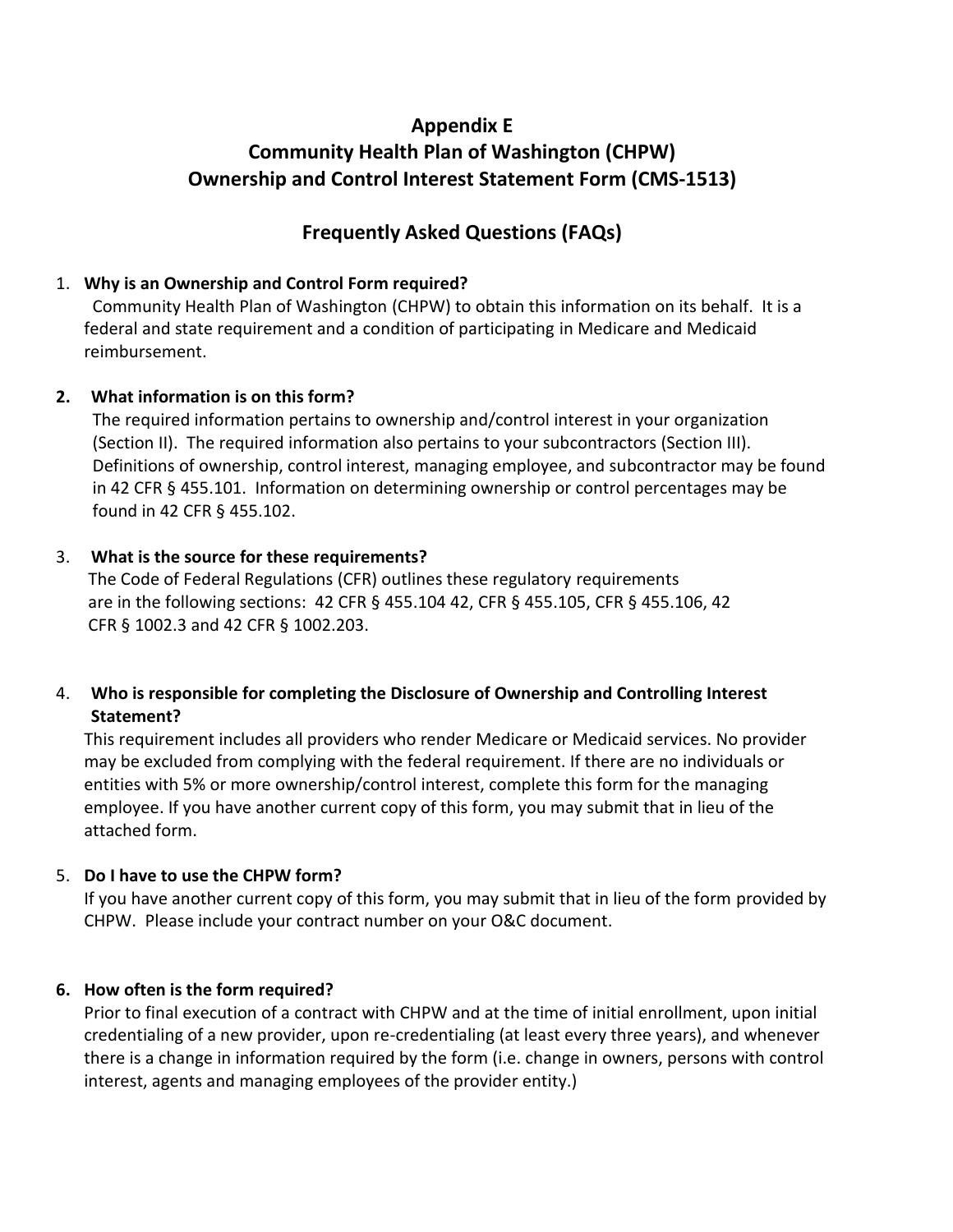# Appendix E
# Community Health Plan of Washington (CHPW)
# Ownership and Control Interest Statement Form (CMS-1513)

## Frequently Asked Questions (FAQs)

1. **Why is an Ownership and Control Form required?**
   Community Health Plan of Washington (CHPW) to obtain this information on its behalf. It is a federal and state requirement and a condition of participating in Medicare and Medicaid reimbursement.

2. **What information is on this form?**
   The required information pertains to ownership and/control interest in your organization (Section II). The required information also pertains to your subcontractors (Section III). Definitions of ownership, control interest, managing employee, and subcontractor may be found in 42 CFR § 455.101. Information on determining ownership or control percentages may be found in 42 CFR § 455.102.

3. **What is the source for these requirements?**
   The Code of Federal Regulations (CFR) outlines these regulatory requirements are in the following sections: 42 CFR § 455.104 42, CFR § 455.105, CFR § 455.106, 42 CFR § 1002.3 and 42 CFR § 1002.203.

4. **Who is responsible for completing the Disclosure of Ownership and Controlling Interest Statement?**
   This requirement includes all providers who render Medicare or Medicaid services. No provider may be excluded from complying with the federal requirement. If there are no individuals or entities with 5% or more ownership/control interest, complete this form for the managing employee. If you have another current copy of this form, you may submit that in lieu of the attached form.

5. **Do I have to use the CHPW form?**
   If you have another current copy of this form, you may submit that in lieu of the form provided by CHPW. Please include your contract number on your O&C document.

6. **How often is the form required?**
   Prior to final execution of a contract with CHPW and at the time of initial enrollment, upon initial credentialing of a new provider, upon re-credentialing (at least every three years), and whenever there is a change in information required by the form (i.e. change in owners, persons with control interest, agents and managing employees of the provider entity.)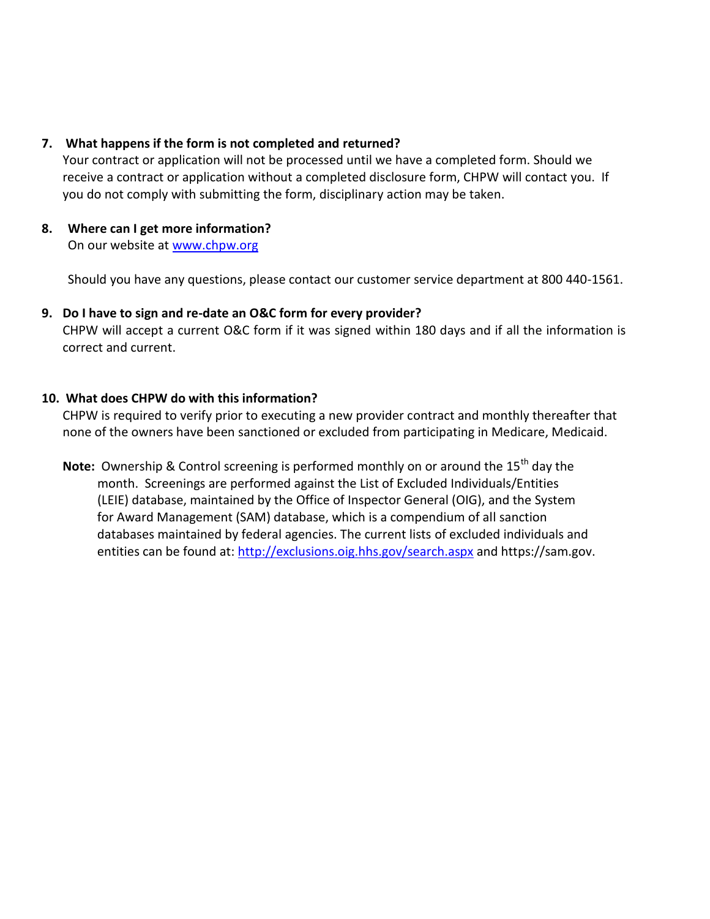**7. What happens if the form is not completed and returned?**

Your contract or application will not be processed until we have a completed form. Should we receive a contract or application without a completed disclosure form, CHPW will contact you. If you do not comply with submitting the form, disciplinary action may be taken.

**8. Where can I get more information?**

On our website at [www.chpw.org](http://www.chpw.org)

Should you have any questions, please contact our customer service department at 800 440-1561.

**9. Do I have to sign and re-date an O&C form for every provider?**

CHPW will accept a current O&C form if it was signed within 180 days and if all the information is correct and current.

**10. What does CHPW do with this information?**

CHPW is required to verify prior to executing a new provider contract and monthly thereafter that none of the owners have been sanctioned or excluded from participating in Medicare, Medicaid.

**Note:** Ownership & Control screening is performed monthly on or around the 15th day the month. Screenings are performed against the List of Excluded Individuals/Entities (LEIE) database, maintained by the Office of Inspector General (OIG), and the System for Award Management (SAM) database, which is a compendium of all sanction databases maintained by federal agencies. The current lists of excluded individuals and entities can be found at: [http://exclusions.oig.hhs.gov/search.aspx](http://exclusions.oig.hhs.gov/search.aspx) and https://sam.gov.